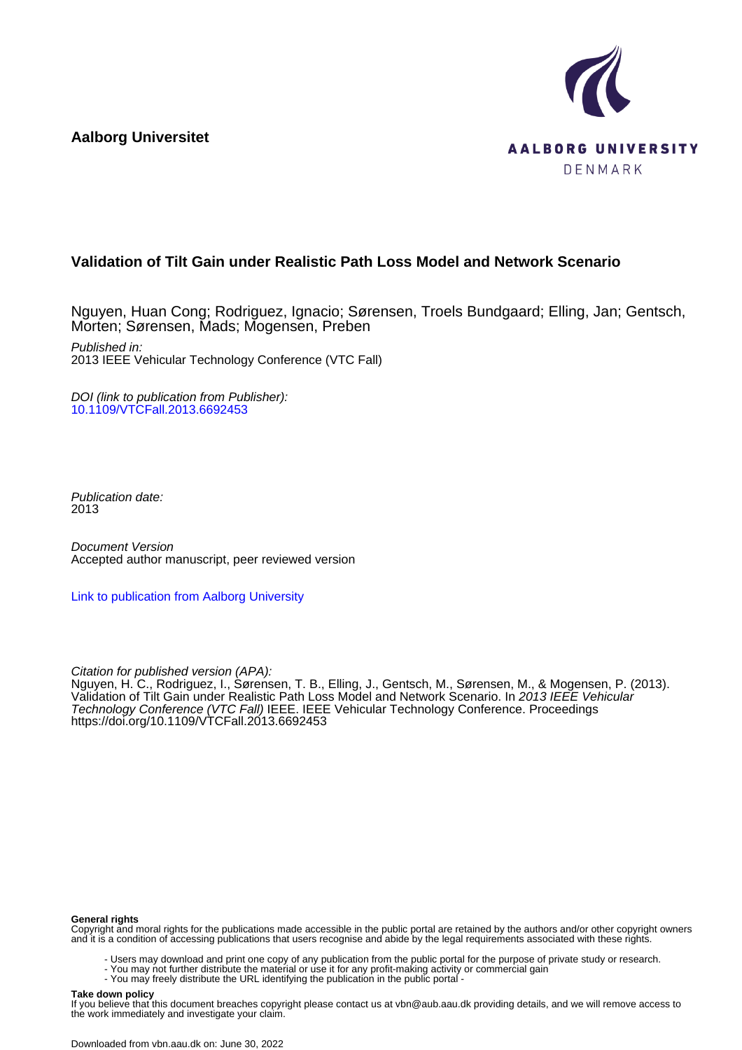Aalborg Universitet

AALBORG UNIVERSITY
DENMARK

# Validation of Tilt Gain under Realistic Path Loss Model and Network Scenario

Nguyen, Huan Cong; Rodriguez, Ignacio; Sørensen, Troels Bundgaard; Elling, Jan; Gentsch, Morten; Sørensen, Mads; Mogensen, Preben

*Published in:*
2013 IEEE Vehicular Technology Conference (VTC Fall)

*DOI (link to publication from Publisher):*
10.1109/VTCFall.2013.6692453

*Publication date:*
2013

*Document Version*
Accepted author manuscript, peer reviewed version

Link to publication from Aalborg University

*Citation for published version (APA):*
Nguyen, H. C., Rodriguez, I., Sørensen, T. B., Elling, J., Gentsch, M., Sørensen, M., & Mogensen, P. (2013). Validation of Tilt Gain under Realistic Path Loss Model and Network Scenario. In *2013 IEEE Vehicular Technology Conference (VTC Fall)* IEEE. IEEE Vehicular Technology Conference. Proceedings https://doi.org/10.1109/VTCFall.2013.6692453

**General rights**
Copyright and moral rights for the publications made accessible in the public portal are retained by the authors and/or other copyright owners and it is a condition of accessing publications that users recognise and abide by the legal requirements associated with these rights.

- Users may download and print one copy of any publication from the public portal for the purpose of private study or research.
- You may not further distribute the material or use it for any profit-making activity or commercial gain
- You may freely distribute the URL identifying the publication in the public portal -

**Take down policy**
If you believe that this document breaches copyright please contact us at vbn@aub.aau.dk providing details, and we will remove access to the work immediately and investigate your claim.

Downloaded from vbn.aau.dk on: June 30, 2022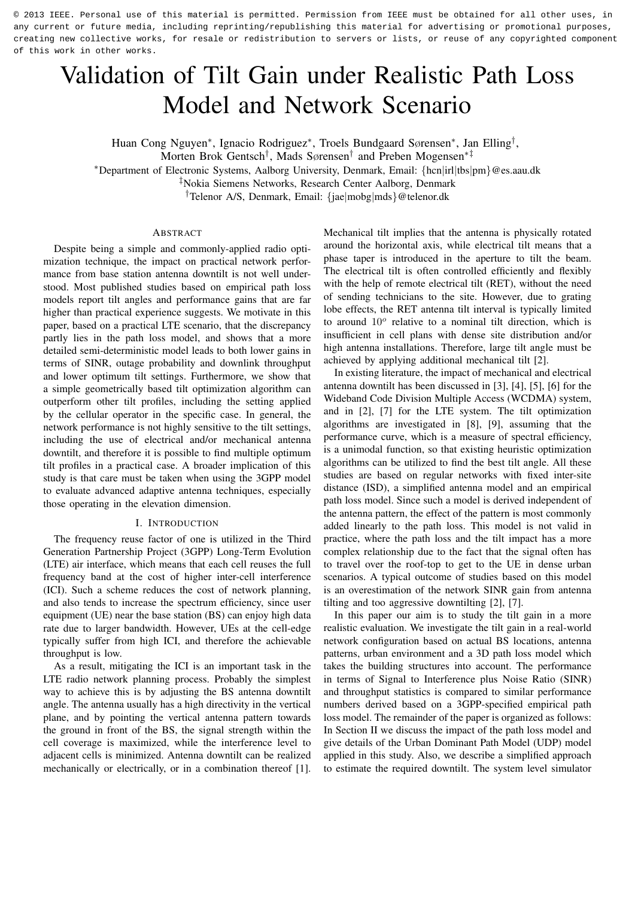© 2013 IEEE. Personal use of this material is permitted. Permission from IEEE must be obtained for all other uses, in any current or future media, including reprinting/republishing this material for advertising or promotional purposes, creating new collective works, for resale or redistribution to servers or lists, or reuse of any copyrighted component of this work in other works.

# Validation of Tilt Gain under Realistic Path Loss Model and Network Scenario

Huan Cong Nguyen*, Ignacio Rodriguez*, Troels Bundgaard Sørensen*, Jan Elling†, Morten Brok Gentsch†, Mads Sørensen† and Preben Mogensen*‡

*Department of Electronic Systems, Aalborg University, Denmark, Email: {hcn|irl|tbs|pm}@es.aau.dk
‡Nokia Siemens Networks, Research Center Aalborg, Denmark
†Telenor A/S, Denmark, Email: {jae|mobg|mds}@telenor.dk

## Abstract

Despite being a simple and commonly-applied radio optimization technique, the impact on practical network performance from base station antenna downtilt is not well understood. Most published studies based on empirical path loss models report tilt angles and performance gains that are far higher than practical experience suggests. We motivate in this paper, based on a practical LTE scenario, that the discrepancy partly lies in the path loss model, and shows that a more detailed semi-deterministic model leads to both lower gains in terms of SINR, outage probability and downlink throughput and lower optimum tilt settings. Furthermore, we show that a simple geometrically based tilt optimization algorithm can outperform other tilt profiles, including the setting applied by the cellular operator in the specific case. In general, the network performance is not highly sensitive to the tilt settings, including the use of electrical and/or mechanical antenna downtilt, and therefore it is possible to find multiple optimum tilt profiles in a practical case. A broader implication of this study is that care must be taken when using the 3GPP model to evaluate advanced adaptive antenna techniques, especially those operating in the elevation dimension.

## I. Introduction

The frequency reuse factor of one is utilized in the Third Generation Partnership Project (3GPP) Long-Term Evolution (LTE) air interface, which means that each cell reuses the full frequency band at the cost of higher inter-cell interference (ICI). Such a scheme reduces the cost of network planning, and also tends to increase the spectrum efficiency, since user equipment (UE) near the base station (BS) can enjoy high data rate due to larger bandwidth. However, UEs at the cell-edge typically suffer from high ICI, and therefore the achievable throughput is low.

As a result, mitigating the ICI is an important task in the LTE radio network planning process. Probably the simplest way to achieve this is by adjusting the BS antenna downtilt angle. The antenna usually has a high directivity in the vertical plane, and by pointing the vertical antenna pattern towards the ground in front of the BS, the signal strength within the cell coverage is maximized, while the interference level to adjacent cells is minimized. Antenna downtilt can be realized mechanically or electrically, or in a combination thereof [1]. Mechanical tilt implies that the antenna is physically rotated around the horizontal axis, while electrical tilt means that a phase taper is introduced in the aperture to tilt the beam. The electrical tilt is often controlled efficiently and flexibly with the help of remote electrical tilt (RET), without the need of sending technicians to the site. However, due to grating lobe effects, the RET antenna tilt interval is typically limited to around $10^o$ relative to a nominal tilt direction, which is insufficient in cell plans with dense site distribution and/or high antenna installations. Therefore, large tilt angle must be achieved by applying additional mechanical tilt [2].

In existing literature, the impact of mechanical and electrical antenna downtilt has been discussed in [3], [4], [5], [6] for the Wideband Code Division Multiple Access (WCDMA) system, and in [2], [7] for the LTE system. The tilt optimization algorithms are investigated in [8], [9], assuming that the performance curve, which is a measure of spectral efficiency, is a unimodal function, so that existing heuristic optimization algorithms can be utilized to find the best tilt angle. All these studies are based on regular networks with fixed inter-site distance (ISD), a simplified antenna model and an empirical path loss model. Since such a model is derived independent of the antenna pattern, the effect of the pattern is most commonly added linearly to the path loss. This model is not valid in practice, where the path loss and the tilt impact has a more complex relationship due to the fact that the signal often has to travel over the roof-top to get to the UE in dense urban scenarios. A typical outcome of studies based on this model is an overestimation of the network SINR gain from antenna tilting and too aggressive downtilting [2], [7].

In this paper our aim is to study the tilt gain in a more realistic evaluation. We investigate the tilt gain in a real-world network configuration based on actual BS locations, antenna patterns, urban environment and a 3D path loss model which takes the building structures into account. The performance in terms of Signal to Interference plus Noise Ratio (SINR) and throughput statistics is compared to similar performance numbers derived based on a 3GPP-specified empirical path loss model. The remainder of the paper is organized as follows: In Section II we discuss the impact of the path loss model and give details of the Urban Dominant Path Model (UDP) model applied in this study. Also, we describe a simplified approach to estimate the required downtilt. The system level simulator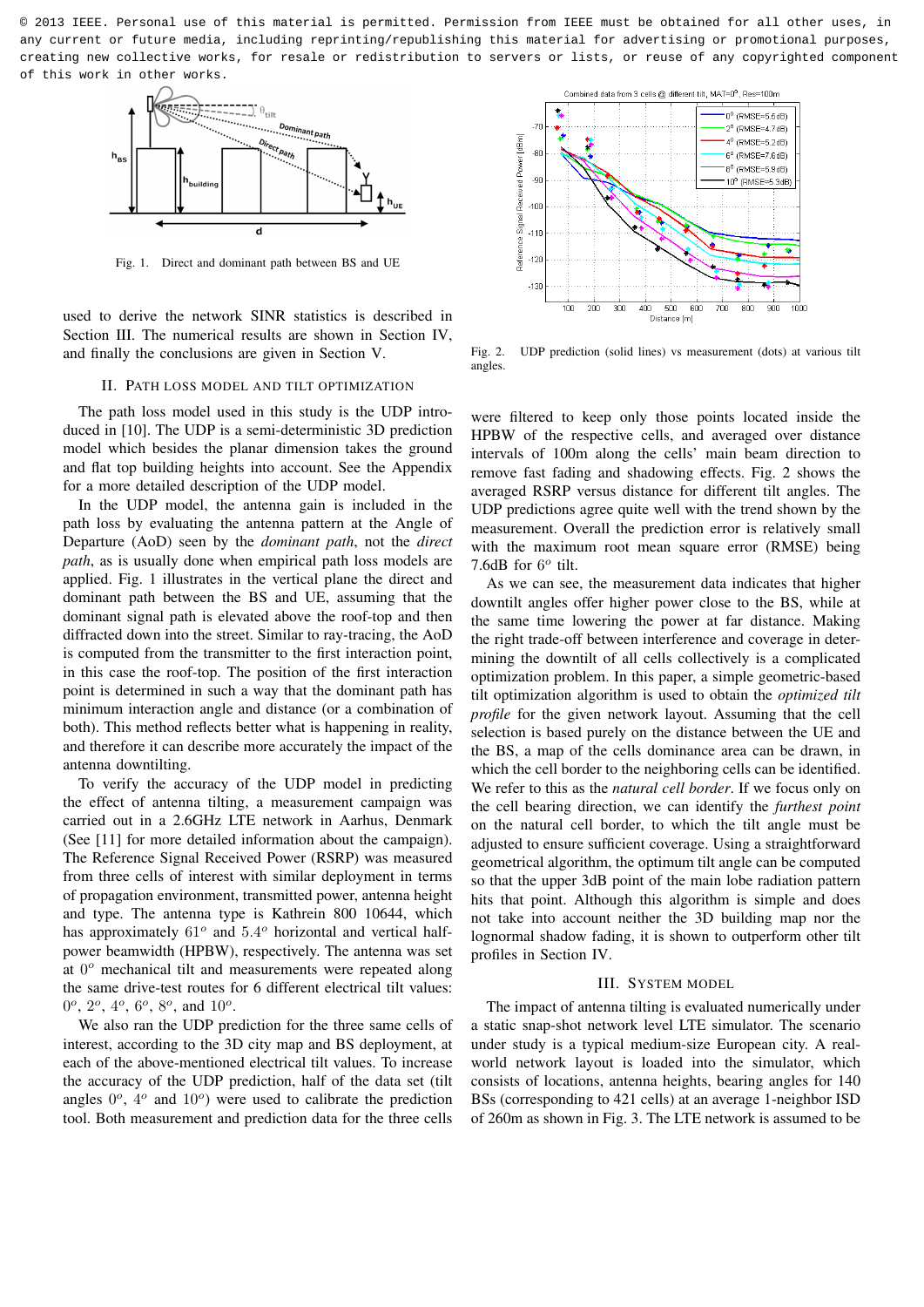© 2013 IEEE. Personal use of this material is permitted. Permission from IEEE must be obtained for all other uses, in any current or future media, including reprinting/republishing this material for advertising or promotional purposes, creating new collective works, for resale or redistribution to servers or lists, or reuse of any copyrighted component of this work in other works.

Fig. 1. Direct and dominant path between BS and UE

used to derive the network SINR statistics is described in Section III. The numerical results are shown in Section IV, and finally the conclusions are given in Section V.

## II. Path Loss Model and Tilt Optimization

The path loss model used in this study is the UDP introduced in [10]. The UDP is a semi-deterministic 3D prediction model which besides the planar dimension takes the ground and flat top building heights into account. See the Appendix for a more detailed description of the UDP model.

In the UDP model, the antenna gain is included in the path loss by evaluating the antenna pattern at the Angle of Departure (AoD) seen by the *dominant path*, not the *direct path*, as is usually done when empirical path loss models are applied. Fig. 1 illustrates in the vertical plane the direct and dominant path between the BS and UE, assuming that the dominant signal path is elevated above the roof-top and then diffracted down into the street. Similar to ray-tracing, the AoD is computed from the transmitter to the first interaction point, in this case the roof-top. The position of the first interaction point is determined in such a way that the dominant path has minimum interaction angle and distance (or a combination of both). This method reflects better what is happening in reality, and therefore it can describe more accurately the impact of the antenna downtilting.

To verify the accuracy of the UDP model in predicting the effect of antenna tilting, a measurement campaign was carried out in a 2.6GHz LTE network in Aarhus, Denmark (See [11] for more detailed information about the campaign). The Reference Signal Received Power (RSRP) was measured from three cells of interest with similar deployment in terms of propagation environment, transmitted power, antenna height and type. The antenna type is Kathrein 800 10644, which has approximately $61^o$ and $5.4^o$ horizontal and vertical half-power beamwidth (HPBW), respectively. The antenna was set at $0^o$ mechanical tilt and measurements were repeated along the same drive-test routes for 6 different electrical tilt values: $0^o$, $2^o$, $4^o$, $6^o$, $8^o$, and $10^o$.

We also ran the UDP prediction for the three same cells of interest, according to the 3D city map and BS deployment, at each of the above-mentioned electrical tilt values. To increase the accuracy of the UDP prediction, half of the data set (tilt angles $0^o$, $4^o$ and $10^o$) were used to calibrate the prediction tool. Both measurement and prediction data for the three cells were filtered to keep only those points located inside the HPBW of the respective cells, and averaged over distance intervals of 100m along the cells' main beam direction to remove fast fading and shadowing effects. Fig. 2 shows the averaged RSRP versus distance for different tilt angles. The UDP predictions agree quite well with the trend shown by the measurement. Overall the prediction error is relatively small with the maximum root mean square error (RMSE) being 7.6dB for $6^o$ tilt.

Fig. 2. UDP prediction (solid lines) vs measurement (dots) at various tilt angles.

As we can see, the measurement data indicates that higher downtilt angles offer higher power close to the BS, while at the same time lowering the power at far distance. Making the right trade-off between interference and coverage in determining the downtilt of all cells collectively is a complicated optimization problem. In this paper, a simple geometric-based tilt optimization algorithm is used to obtain the *optimized tilt profile* for the given network layout. Assuming that the cell selection is based purely on the distance between the UE and the BS, a map of the cells dominance area can be drawn, in which the cell border to the neighboring cells can be identified. We refer to this as the *natural cell border*. If we focus only on the cell bearing direction, we can identify the *furthest point* on the natural cell border, to which the tilt angle must be adjusted to ensure sufficient coverage. Using a straightforward geometrical algorithm, the optimum tilt angle can be computed so that the upper 3dB point of the main lobe radiation pattern hits that point. Although this algorithm is simple and does not take into account neither the 3D building map nor the lognormal shadow fading, it is shown to outperform other tilt profiles in Section IV.

## III. System Model

The impact of antenna tilting is evaluated numerically under a static snap-shot network level LTE simulator. The scenario under study is a typical medium-size European city. A real-world network layout is loaded into the simulator, which consists of locations, antenna heights, bearing angles for 140 BSs (corresponding to 421 cells) at an average 1-neighbor ISD of 260m as shown in Fig. 3. The LTE network is assumed to be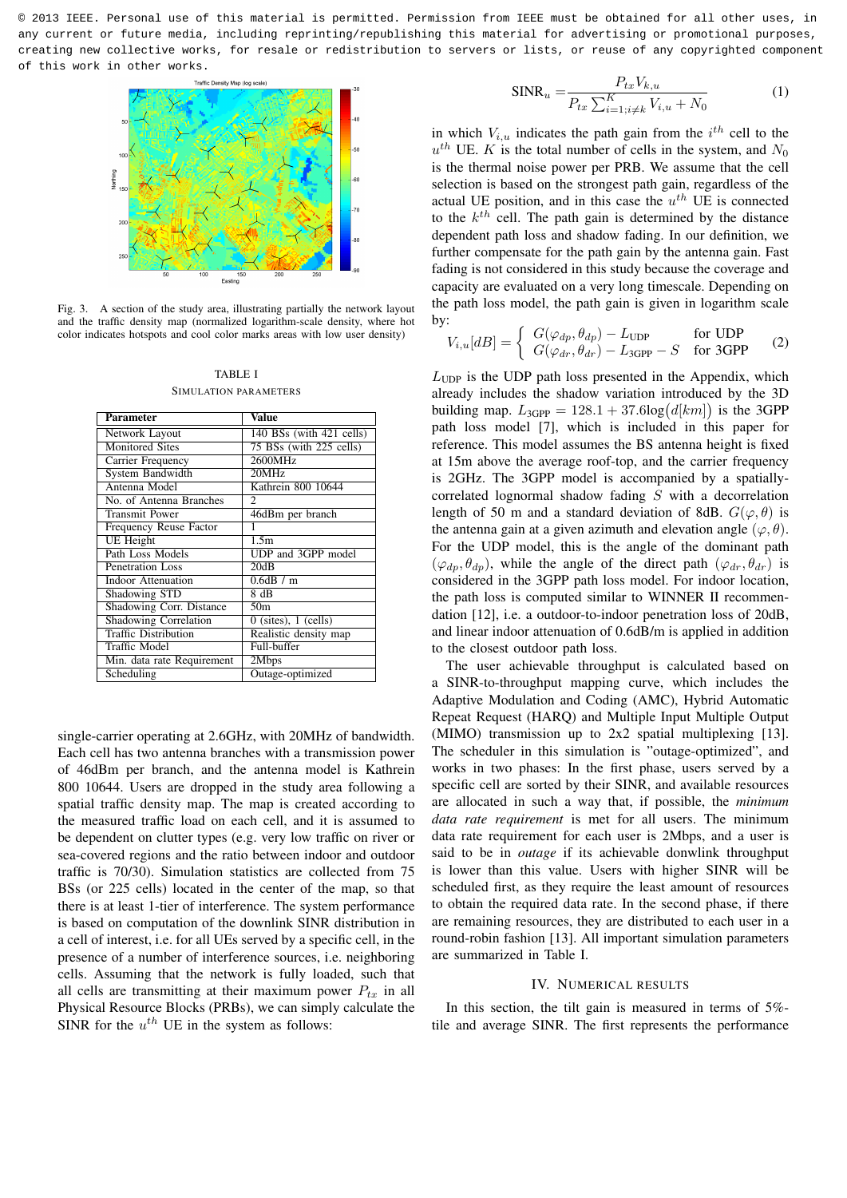© 2013 IEEE. Personal use of this material is permitted. Permission from IEEE must be obtained for all other uses, in any current or future media, including reprinting/republishing this material for advertising or promotional purposes, creating new collective works, for resale or redistribution to servers or lists, or reuse of any copyrighted component of this work in other works.

Fig. 3. A section of the study area, illustrating partially the network layout and the traffic density map (normalized logarithm-scale density, where hot color indicates hotspots and cool color marks areas with low user density)

TABLE I
SIMULATION PARAMETERS

| Parameter | Value |
|---|---|
| Network Layout | 140 BSs (with 421 cells) |
| Monitored Sites | 75 BSs (with 225 cells) |
| Carrier Frequency | 2600MHz |
| System Bandwidth | 20MHz |
| Antenna Model | Kathrein 800 10644 |
| No. of Antenna Branches | 2 |
| Transmit Power | 46dBm per branch |
| Frequency Reuse Factor | 1 |
| UE Height | 1.5m |
| Path Loss Models | UDP and 3GPP model |
| Penetration Loss | 20dB |
| Indoor Attenuation | 0.6dB / m |
| Shadowing STD | 8 dB |
| Shadowing Corr. Distance | 50m |
| Shadowing Correlation | 0 (sites), 1 (cells) |
| Traffic Distribution | Realistic density map |
| Traffic Model | Full-buffer |
| Min. data rate Requirement | 2Mbps |
| Scheduling | Outage-optimized |

single-carrier operating at 2.6GHz, with 20MHz of bandwidth. Each cell has two antenna branches with a transmission power of 46dBm per branch, and the antenna model is Kathrein 800 10644. Users are dropped in the study area following a spatial traffic density map. The map is created according to the measured traffic load on each cell, and it is assumed to be dependent on clutter types (e.g. very low traffic on river or sea-covered regions and the ratio between indoor and outdoor traffic is 70/30). Simulation statistics are collected from 75 BSs (or 225 cells) located in the center of the map, so that there is at least 1-tier of interference. The system performance is based on computation of the downlink SINR distribution in a cell of interest, i.e. for all UEs served by a specific cell, in the presence of a number of interference sources, i.e. neighboring cells. Assuming that the network is fully loaded, such that all cells are transmitting at their maximum power $P_{tx}$ in all Physical Resource Blocks (PRBs), we can simply calculate the SINR for the $u^{th}$ UE in the system as follows:

$$\mathrm{SINR}_u = \frac{P_{tx} V_{k,u}}{P_{tx} \sum_{i=1;i \neq k}^{K} V_{i,u} + N_0} \tag{1}$$

in which $V_{i,u}$ indicates the path gain from the $i^{th}$ cell to the $u^{th}$ UE. $K$ is the total number of cells in the system, and $N_0$ is the thermal noise power per PRB. We assume that the cell selection is based on the strongest path gain, regardless of the actual UE position, and in this case the $u^{th}$ UE is connected to the $k^{th}$ cell. The path gain is determined by the distance dependent path loss and shadow fading. In our definition, we further compensate for the path gain by the antenna gain. Fast fading is not considered in this study because the coverage and capacity are evaluated on a very long timescale. Depending on the path loss model, the path gain is given in logarithm scale by:

$$V_{i,u}[dB] = \begin{cases} G(\varphi_{dp}, \theta_{dp}) - L_{\mathrm{UDP}} & \text{for UDP} \\ G(\varphi_{dr}, \theta_{dr}) - L_{\mathrm{3GPP}} - S & \text{for 3GPP} \end{cases} \tag{2}$$

$L_{\mathrm{UDP}}$ is the UDP path loss presented in the Appendix, which already includes the shadow variation introduced by the 3D building map. $L_{\mathrm{3GPP}} = 128.1 + 37.6\log\big(d[km]\big)$ is the 3GPP path loss model [7], which is included in this paper for reference. This model assumes the BS antenna height is fixed at 15m above the average roof-top, and the carrier frequency is 2GHz. The 3GPP model is accompanied by a spatially-correlated lognormal shadow fading $S$ with a decorrelation length of 50 m and a standard deviation of 8dB. $G(\varphi, \theta)$ is the antenna gain at a given azimuth and elevation angle $(\varphi, \theta)$. For the UDP model, this is the angle of the dominant path $(\varphi_{dp}, \theta_{dp})$, while the angle of the direct path $(\varphi_{dr}, \theta_{dr})$ is considered in the 3GPP path loss model. For indoor location, the path loss is computed similar to WINNER II recommendation [12], i.e. a outdoor-to-indoor penetration loss of 20dB, and linear indoor attenuation of 0.6dB/m is applied in addition to the closest outdoor path loss.

The user achievable throughput is calculated based on a SINR-to-throughput mapping curve, which includes the Adaptive Modulation and Coding (AMC), Hybrid Automatic Repeat Request (HARQ) and Multiple Input Multiple Output (MIMO) transmission up to 2x2 spatial multiplexing [13]. The scheduler in this simulation is "outage-optimized", and works in two phases: In the first phase, users served by a specific cell are sorted by their SINR, and available resources are allocated in such a way that, if possible, the *minimum data rate requirement* is met for all users. The minimum data rate requirement for each user is 2Mbps, and a user is said to be in *outage* if its achievable donwlink throughput is lower than this value. Users with higher SINR will be scheduled first, as they require the least amount of resources to obtain the required data rate. In the second phase, if there are remaining resources, they are distributed to each user in a round-robin fashion [13]. All important simulation parameters are summarized in Table I.

## IV. Numerical Results

In this section, the tilt gain is measured in terms of 5%-tile and average SINR. The first represents the performance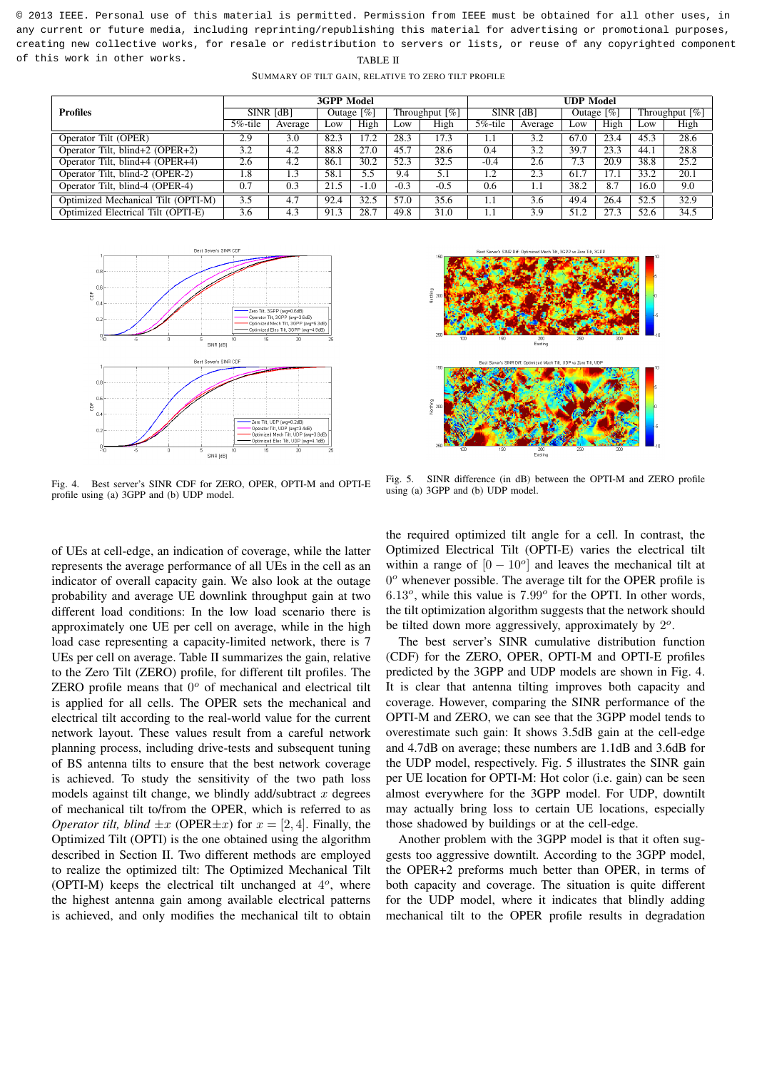© 2013 IEEE. Personal use of this material is permitted. Permission from IEEE must be obtained for all other uses, in any current or future media, including reprinting/republishing this material for advertising or promotional purposes, creating new collective works, for resale or redistribution to servers or lists, or reuse of any copyrighted component of this work in other works.

TABLE II

SUMMARY OF TILT GAIN, RELATIVE TO ZERO TILT PROFILE

| Profiles | 3GPP Model | | | | | | UDP Model | | | | | |
|---|---|---|---|---|---|---|---|---|---|---|---|---|
| | SINR [dB] | | Outage [%] | | Throughput [%] | | SINR [dB] | | Outage [%] | | Throughput [%] | |
| | 5%-tile | Average | Low | High | Low | High | 5%-tile | Average | Low | High | Low | High |
| Operator Tilt (OPER) | 2.9 | 3.0 | 82.3 | 17.2 | 28.3 | 17.3 | 1.1 | 3.2 | 67.0 | 23.4 | 45.3 | 28.6 |
| Operator Tilt, blind+2 (OPER+2) | 3.2 | 4.2 | 88.8 | 27.0 | 45.7 | 28.6 | 0.4 | 3.2 | 39.7 | 23.3 | 44.1 | 28.8 |
| Operator Tilt, blind+4 (OPER+4) | 2.6 | 4.2 | 86.1 | 30.2 | 52.3 | 32.5 | -0.4 | 2.6 | 7.3 | 20.9 | 38.8 | 25.2 |
| Operator Tilt, blind-2 (OPER-2) | 1.8 | 1.3 | 58.1 | 5.5 | 9.4 | 5.1 | 1.2 | 2.3 | 61.7 | 17.1 | 33.2 | 20.1 |
| Operator Tilt, blind-4 (OPER-4) | 0.7 | 0.3 | 21.5 | -1.0 | -0.3 | -0.5 | 0.6 | 1.1 | 38.2 | 8.7 | 16.0 | 9.0 |
| Optimized Mechanical Tilt (OPTI-M) | 3.5 | 4.7 | 92.4 | 32.5 | 57.0 | 35.6 | 1.1 | 3.6 | 49.4 | 26.4 | 52.5 | 32.9 |
| Optimized Electrical Tilt (OPTI-E) | 3.6 | 4.3 | 91.3 | 28.7 | 49.8 | 31.0 | 1.1 | 3.9 | 51.2 | 27.3 | 52.6 | 34.5 |

Fig. 4. Best server's SINR CDF for ZERO, OPER, OPTI-M and OPTI-E profile using (a) 3GPP and (b) UDP model.

Fig. 5. SINR difference (in dB) between the OPTI-M and ZERO profile using (a) 3GPP and (b) UDP model.

of UEs at cell-edge, an indication of coverage, while the latter represents the average performance of all UEs in the cell as an indicator of overall capacity gain. We also look at the outage probability and average UE downlink throughput gain at two different load conditions: In the low load scenario there is approximately one UE per cell on average, while in the high load case representing a capacity-limited network, there is 7 UEs per cell on average. Table II summarizes the gain, relative to the Zero Tilt (ZERO) profile, for different tilt profiles. The ZERO profile means that $0^o$ of mechanical and electrical tilt is applied for all cells. The OPER sets the mechanical and electrical tilt according to the real-world value for the current network layout. These values result from a careful network planning process, including drive-tests and subsequent tuning of BS antenna tilts to ensure that the best network coverage is achieved. To study the sensitivity of the two path loss models against tilt change, we blindly add/subtract $x$ degrees of mechanical tilt to/from the OPER, which is referred to as *Operator tilt, blind* $\pm x$ (OPER$\pm x$) for $x = [2, 4]$. Finally, the Optimized Tilt (OPTI) is the one obtained using the algorithm described in Section II. Two different methods are employed to realize the optimized tilt: The Optimized Mechanical Tilt (OPTI-M) keeps the electrical tilt unchanged at $4^o$, where the highest antenna gain among available electrical patterns is achieved, and only modifies the mechanical tilt to obtain the required optimized tilt angle for a cell. In contrast, the Optimized Electrical Tilt (OPTI-E) varies the electrical tilt within a range of $[0 - 10^o]$ and leaves the mechanical tilt at $0^o$ whenever possible. The average tilt for the OPER profile is $6.13^o$, while this value is $7.99^o$ for the OPTI. In other words, the tilt optimization algorithm suggests that the network should be tilted down more aggressively, approximately by $2^o$.

The best server's SINR cumulative distribution function (CDF) for the ZERO, OPER, OPTI-M and OPTI-E profiles predicted by the 3GPP and UDP models are shown in Fig. 4. It is clear that antenna tilting improves both capacity and coverage. However, comparing the SINR performance of the OPTI-M and ZERO, we can see that the 3GPP model tends to overestimate such gain: It shows 3.5dB gain at the cell-edge and 4.7dB on average; these numbers are 1.1dB and 3.6dB for the UDP model, respectively. Fig. 5 illustrates the SINR gain per UE location for OPTI-M: Hot color (i.e. gain) can be seen almost everywhere for the 3GPP model. For UDP, downtilt may actually bring loss to certain UE locations, especially those shadowed by buildings or at the cell-edge.

Another problem with the 3GPP model is that it often suggests too aggressive downtilt. According to the 3GPP model, the OPER+2 preforms much better than OPER, in terms of both capacity and coverage. The situation is quite different for the UDP model, where it indicates that blindly adding mechanical tilt to the OPER profile results in degradation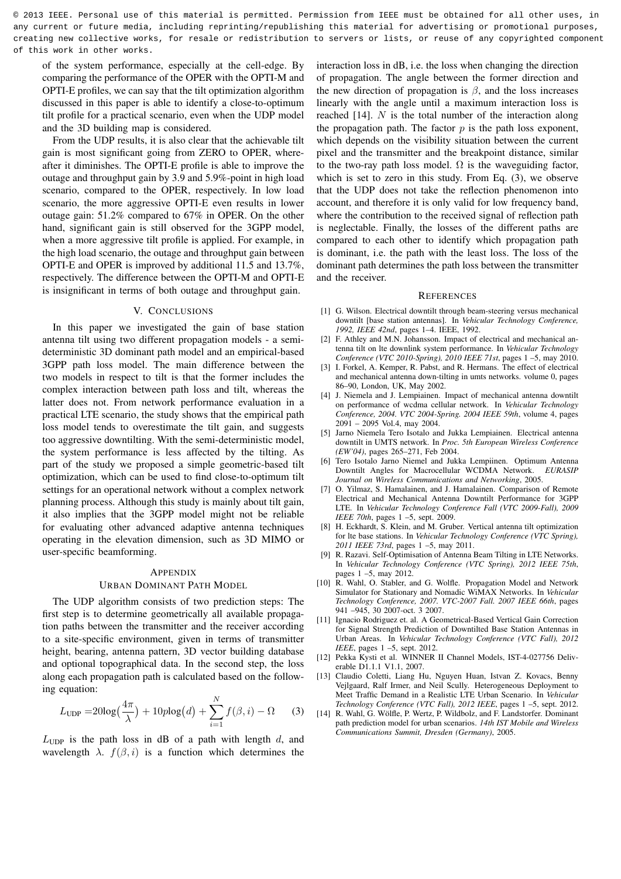© 2013 IEEE. Personal use of this material is permitted. Permission from IEEE must be obtained for all other uses, in any current or future media, including reprinting/republishing this material for advertising or promotional purposes, creating new collective works, for resale or redistribution to servers or lists, or reuse of any copyrighted component of this work in other works.

of the system performance, especially at the cell-edge. By comparing the performance of the OPER with the OPTI-M and OPTI-E profiles, we can say that the tilt optimization algorithm discussed in this paper is able to identify a close-to-optimum tilt profile for a practical scenario, even when the UDP model and the 3D building map is considered.

From the UDP results, it is also clear that the achievable tilt gain is most significant going from ZERO to OPER, where-after it diminishes. The OPTI-E profile is able to improve the outage and throughput gain by 3.9 and 5.9%-point in high load scenario, compared to the OPER, respectively. In low load scenario, the more aggressive OPTI-E even results in lower outage gain: 51.2% compared to 67% in OPER. On the other hand, significant gain is still observed for the 3GPP model, when a more aggressive tilt profile is applied. For example, in the high load scenario, the outage and throughput gain between OPTI-E and OPER is improved by additional 11.5 and 13.7%, respectively. The difference between the OPTI-M and OPTI-E is insignificant in terms of both outage and throughput gain.

## V. Conclusions

In this paper we investigated the gain of base station antenna tilt using two different propagation models - a semi-deterministic 3D dominant path model and an empirical-based 3GPP path loss model. The main difference between the two models in respect to tilt is that the former includes the complex interaction between path loss and tilt, whereas the latter does not. From network performance evaluation in a practical LTE scenario, the study shows that the empirical path loss model tends to overestimate the tilt gain, and suggests too aggressive downtilting. With the semi-deterministic model, the system performance is less affected by the tilting. As part of the study we proposed a simple geometric-based tilt optimization, which can be used to find close-to-optimum tilt settings for an operational network without a complex network planning process. Although this study is mainly about tilt gain, it also implies that the 3GPP model might not be reliable for evaluating other advanced adaptive antenna techniques operating in the elevation dimension, such as 3D MIMO or user-specific beamforming.

## Appendix

### Urban Dominant Path Model

The UDP algorithm consists of two prediction steps: The first step is to determine geometrically all available propagation paths between the transmitter and the receiver according to a site-specific environment, given in terms of transmitter height, bearing, antenna pattern, 3D vector building database and optional topographical data. In the second step, the loss along each propagation path is calculated based on the following equation:

$$L_{\text{UDP}} = 20\log\big(\frac{4\pi}{\lambda}\big) + 10p\log\big(d\big) + \sum_{i=1}^{N} f(\beta, i) - \Omega \qquad (3)$$

$L_{\text{UDP}}$ is the path loss in dB of a path with length $d$, and wavelength $\lambda$. $f(\beta, i)$ is a function which determines the interaction loss in dB, i.e. the loss when changing the direction of propagation. The angle between the former direction and the new direction of propagation is $\beta$, and the loss increases linearly with the angle until a maximum interaction loss is reached [14]. $N$ is the total number of the interaction along the propagation path. The factor $p$ is the path loss exponent, which depends on the visibility situation between the current pixel and the transmitter and the breakpoint distance, similar to the two-ray path loss model. $\Omega$ is the waveguiding factor, which is set to zero in this study. From Eq. (3), we observe that the UDP does not take the reflection phenomenon into account, and therefore it is only valid for low frequency band, where the contribution to the received signal of reflection path is neglectable. Finally, the losses of the different paths are compared to each other to identify which propagation path is dominant, i.e. the path with the least loss. The loss of the dominant path determines the path loss between the transmitter and the receiver.

## References

[1] G. Wilson. Electrical downtilt through beam-steering versus mechanical downtilt [base station antennas]. In *Vehicular Technology Conference, 1992, IEEE 42nd*, pages 1–4. IEEE, 1992.

[2] F. Athley and M.N. Johansson. Impact of electrical and mechanical antenna tilt on lte downlink system performance. In *Vehicular Technology Conference (VTC 2010-Spring), 2010 IEEE 71st*, pages 1 –5, may 2010.

[3] I. Forkel, A. Kemper, R. Pabst, and R. Hermans. The effect of electrical and mechanical antenna down-tilting in umts networks. volume 0, pages 86–90, London, UK, May 2002.

[4] J. Niemela and J. Lempiainen. Impact of mechanical antenna downtilt on performance of wcdma cellular network. In *Vehicular Technology Conference, 2004. VTC 2004-Spring. 2004 IEEE 59th*, volume 4, pages 2091 – 2095 Vol.4, may 2004.

[5] Jarno Niemela Tero Isotalo and Jukka Lempiainen. Electrical antenna downtilt in UMTS network. In *Proc. 5th European Wireless Conference (EW'04)*, pages 265–271, Feb 2004.

[6] Tero Isotalo Jarno Niemel and Jukka Lempiinen. Optimum Antenna Downtilt Angles for Macrocellular WCDMA Network. *EURASIP Journal on Wireless Communications and Networking*, 2005.

[7] O. Yilmaz, S. Hamalainen, and J. Hamalainen. Comparison of Remote Electrical and Mechanical Antenna Downtilt Performance for 3GPP LTE. In *Vehicular Technology Conference Fall (VTC 2009-Fall), 2009 IEEE 70th*, pages 1 –5, sept. 2009.

[8] H. Eckhardt, S. Klein, and M. Gruber. Vertical antenna tilt optimization for lte base stations. In *Vehicular Technology Conference (VTC Spring), 2011 IEEE 73rd*, pages 1 –5, may 2011.

[9] R. Razavi. Self-Optimisation of Antenna Beam Tilting in LTE Networks. In *Vehicular Technology Conference (VTC Spring), 2012 IEEE 75th*, pages 1 –5, may 2012.

[10] R. Wahl, O. Stabler, and G. Wolfle. Propagation Model and Network Simulator for Stationary and Nomadic WiMAX Networks. In *Vehicular Technology Conference, 2007. VTC-2007 Fall. 2007 IEEE 66th*, pages 941 –945, 30 2007-oct. 3 2007.

[11] Ignacio Rodriguez et. al. A Geometrical-Based Vertical Gain Correction for Signal Strength Prediction of Downtilted Base Station Antennas in Urban Areas. In *Vehicular Technology Conference (VTC Fall), 2012 IEEE*, pages 1 –5, sept. 2012.

[12] Pekka Kysti et al. WINNER II Channel Models, IST-4-027756 Deliverable D1.1.1 V1.1, 2007.

[13] Claudio Coletti, Liang Hu, Nguyen Huan, Istvan Z. Kovacs, Benny Vejlgaard, Ralf Irmer, and Neil Scully. Heterogeneous Deployment to Meet Traffic Demand in a Realistic LTE Urban Scenario. In *Vehicular Technology Conference (VTC Fall), 2012 IEEE*, pages 1 –5, sept. 2012.

[14] R. Wahl, G. Wölfle, P. Wertz, P. Wildbolz, and F. Landstorfer. Dominant path prediction model for urban scenarios. *14th IST Mobile and Wireless Communications Summit, Dresden (Germany)*, 2005.